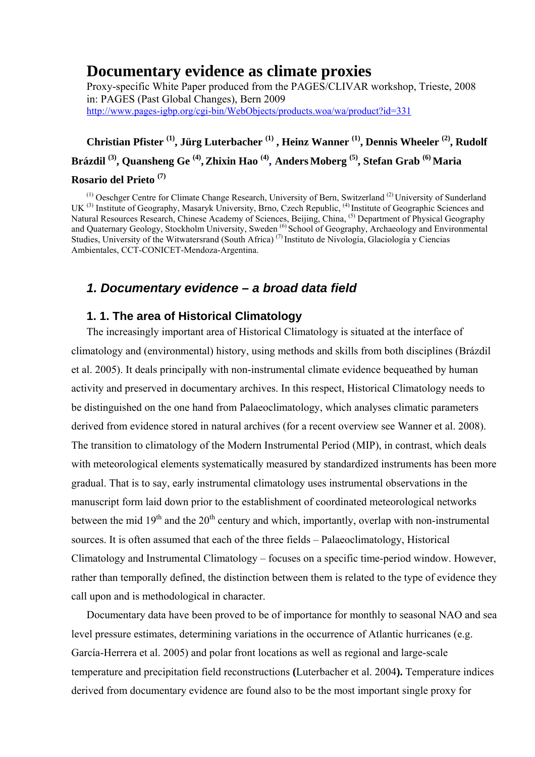# Documentary evidence as climate proxies

Proxy-specific White Paper produced from the PAGES/CLIVAR workshop, Trieste, 2008
in: PAGES (Past Global Changes), Bern 2009
http://www.pages-igbp.org/cgi-bin/WebObjects/products.woa/wa/product?id=331

**Christian Pfister [1], Jürg Luterbacher [1], Heinz Wanner [1], Dennis Wheeler [2], Rudolf Brázdil [3], Quansheng Ge [4], Zhixin Hao [4], Anders Moberg [5], Stefan Grab [6] Maria Rosario del Prieto [7]**

[1] Oeschger Centre for Climate Change Research, University of Bern, Switzerland [2] University of Sunderland UK [3] Institute of Geography, Masaryk University, Brno, Czech Republic, [4] Institute of Geographic Sciences and Natural Resources Research, Chinese Academy of Sciences, Beijing, China, [5] Department of Physical Geography and Quaternary Geology, Stockholm University, Sweden [6] School of Geography, Archaeology and Environmental Studies, University of the Witwatersrand (South Africa) [7] Instituto de Nivología, Glaciología y Ciencias Ambientales, CCT-CONICET-Mendoza-Argentina.

## *1. Documentary evidence – a broad data field*

### 1. 1. The area of Historical Climatology

The increasingly important area of Historical Climatology is situated at the interface of climatology and (environmental) history, using methods and skills from both disciplines (Brázdil et al. 2005). It deals principally with non-instrumental climate evidence bequeathed by human activity and preserved in documentary archives. In this respect, Historical Climatology needs to be distinguished on the one hand from Palaeoclimatology, which analyses climatic parameters derived from evidence stored in natural archives (for a recent overview see Wanner et al. 2008). The transition to climatology of the Modern Instrumental Period (MIP), in contrast, which deals with meteorological elements systematically measured by standardized instruments has been more gradual. That is to say, early instrumental climatology uses instrumental observations in the manuscript form laid down prior to the establishment of coordinated meteorological networks between the mid 19th and the 20th century and which, importantly, overlap with non-instrumental sources. It is often assumed that each of the three fields – Palaeoclimatology, Historical Climatology and Instrumental Climatology – focuses on a specific time-period window. However, rather than temporally defined, the distinction between them is related to the type of evidence they call upon and is methodological in character.

Documentary data have been proved to be of importance for monthly to seasonal NAO and sea level pressure estimates, determining variations in the occurrence of Atlantic hurricanes (e.g. García-Herrera et al. 2005) and polar front locations as well as regional and large-scale temperature and precipitation field reconstructions **(**Luterbacher et al. 2004**).** Temperature indices derived from documentary evidence are found also to be the most important single proxy for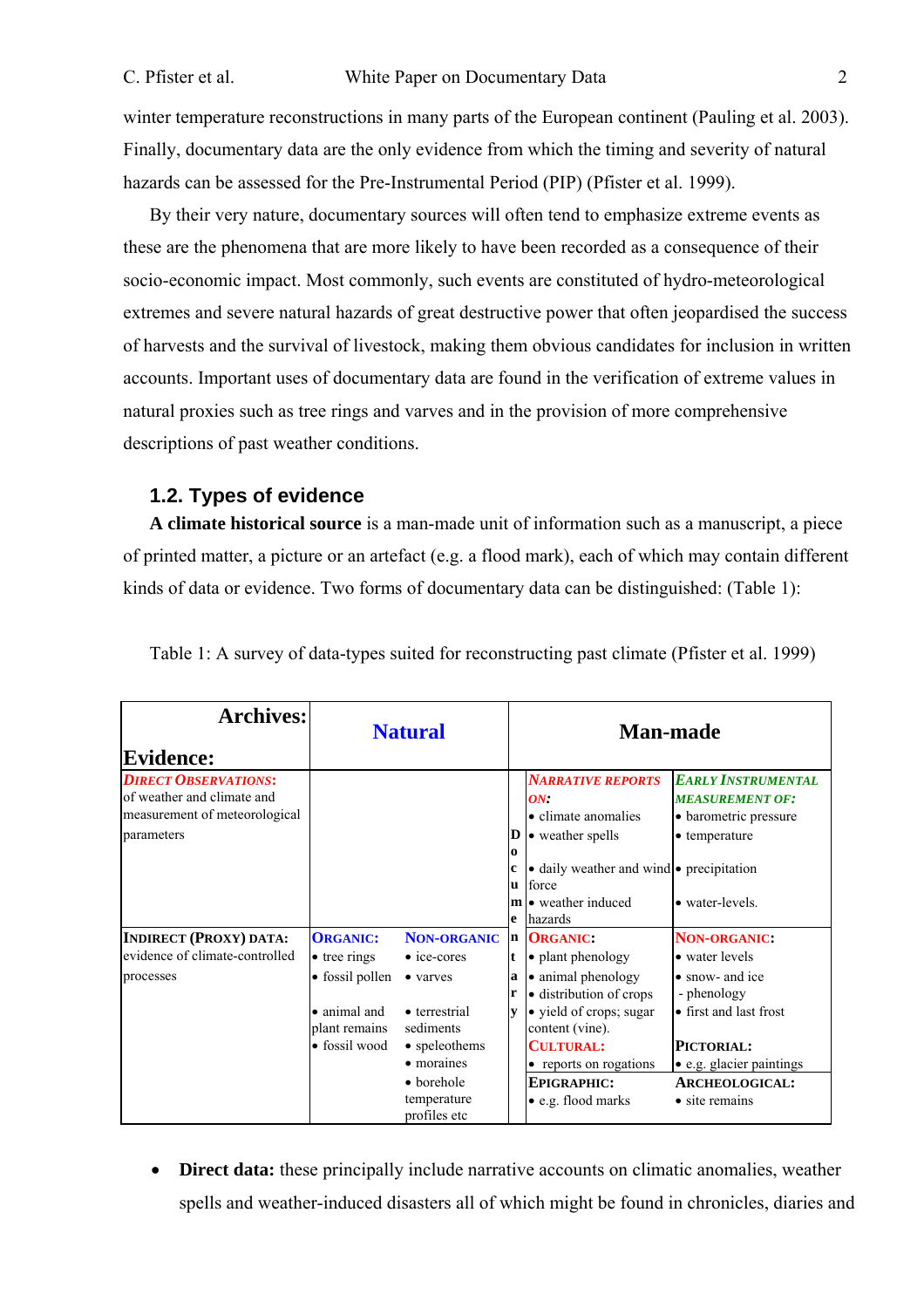winter temperature reconstructions in many parts of the European continent (Pauling et al. 2003). Finally, documentary data are the only evidence from which the timing and severity of natural hazards can be assessed for the Pre-Instrumental Period (PIP) (Pfister et al. 1999).

By their very nature, documentary sources will often tend to emphasize extreme events as these are the phenomena that are more likely to have been recorded as a consequence of their socio-economic impact. Most commonly, such events are constituted of hydro-meteorological extremes and severe natural hazards of great destructive power that often jeopardised the success of harvests and the survival of livestock, making them obvious candidates for inclusion in written accounts. Important uses of documentary data are found in the verification of extreme values in natural proxies such as tree rings and varves and in the provision of more comprehensive descriptions of past weather conditions.

## 1.2. Types of evidence

**A climate historical source** is a man-made unit of information such as a manuscript, a piece of printed matter, a picture or an artefact (e.g. a flood mark), each of which may contain different kinds of data or evidence. Two forms of documentary data can be distinguished: (Table 1):

Table 1: A survey of data-types suited for reconstructing past climate (Pfister et al. 1999)

| Archives: / Evidence: | Natural | | | Man-made | |
|---|---|---|---|---|---|
| **DIRECT OBSERVATIONS:** of weather and climate and measurement of meteorological parameters | | | Documentary | **NARRATIVE REPORTS ON:** • climate anomalies • weather spells • daily weather and wind force • weather induced hazards | **EARLY INSTRUMENTAL MEASUREMENT OF:** • barometric pressure • temperature • precipitation • water-levels. |
| **INDIRECT (PROXY) DATA:** evidence of climate-controlled processes | **ORGANIC:** • tree rings • fossil pollen • animal and plant remains • fossil wood | **NON-ORGANIC** • ice-cores • varves • terrestrial sediments • speleothems • moraines • borehole temperature profiles etc | | **ORGANIC:** • plant phenology • animal phenology • distribution of crops • yield of crops; sugar content (vine). **CULTURAL:** • reports on rogations | **NON-ORGANIC:** • water levels • snow- and ice - phenology • first and last frost **PICTORIAL:** • e.g. glacier paintings |
| | | | | **EPIGRAPHIC:** • e.g. flood marks | **ARCHEOLOGICAL:** • site remains |

- **Direct data:** these principally include narrative accounts on climatic anomalies, weather spells and weather-induced disasters all of which might be found in chronicles, diaries and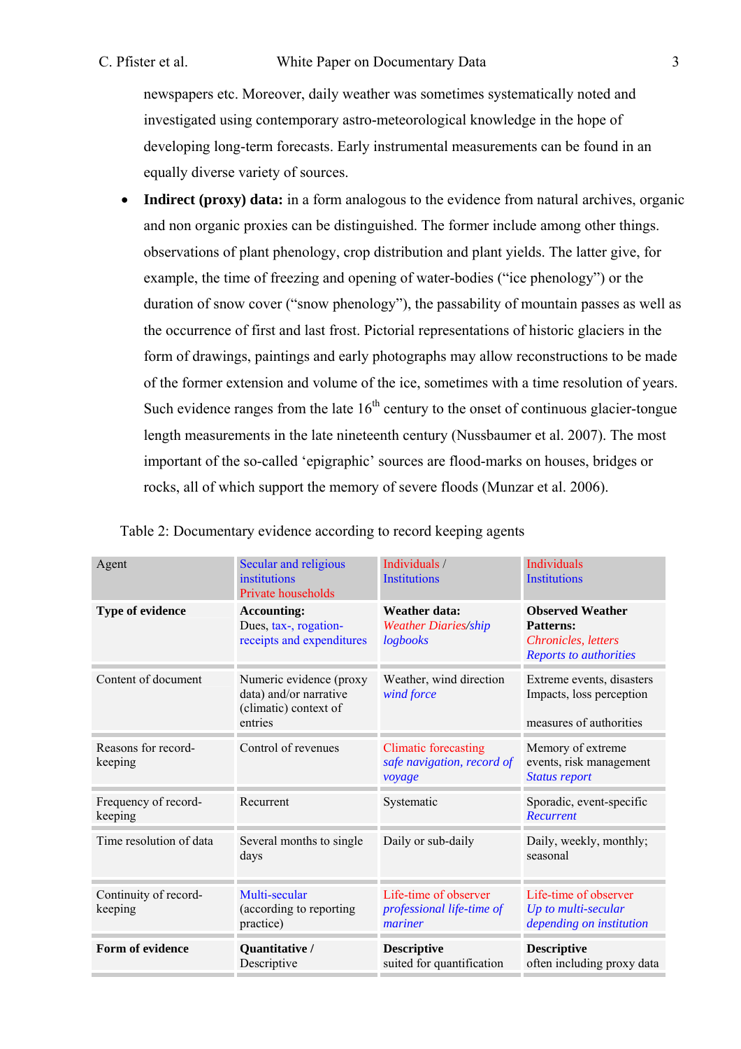newspapers etc. Moreover, daily weather was sometimes systematically noted and investigated using contemporary astro-meteorological knowledge in the hope of developing long-term forecasts. Early instrumental measurements can be found in an equally diverse variety of sources.

- **Indirect (proxy) data:** in a form analogous to the evidence from natural archives, organic and non organic proxies can be distinguished. The former include among other things. observations of plant phenology, crop distribution and plant yields. The latter give, for example, the time of freezing and opening of water-bodies ("ice phenology") or the duration of snow cover ("snow phenology"), the passability of mountain passes as well as the occurrence of first and last frost. Pictorial representations of historic glaciers in the form of drawings, paintings and early photographs may allow reconstructions to be made of the former extension and volume of the ice, sometimes with a time resolution of years. Such evidence ranges from the late 16th century to the onset of continuous glacier-tongue length measurements in the late nineteenth century (Nussbaumer et al. 2007). The most important of the so-called 'epigraphic' sources are flood-marks on houses, bridges or rocks, all of which support the memory of severe floods (Munzar et al. 2006).

Table 2: Documentary evidence according to record keeping agents

| Agent | Secular and religious institutions Private households | Individuals / Institutions | Individuals Institutions |
|---|---|---|---|
| **Type of evidence** | **Accounting:** Dues, tax-, rogation-receipts and expenditures | **Weather data:** *Weather Diaries/ship logbooks* | **Observed Weather Patterns:** *Chronicles, letters* *Reports to authorities* |
| Content of document | Numeric evidence (proxy data) and/or narrative (climatic) context of entries | Weather, wind direction *wind force* | Extreme events, disasters Impacts, loss perception measures of authorities |
| Reasons for record-keeping | Control of revenues | Climatic forecasting *safe navigation, record of voyage* | Memory of extreme events, risk management *Status report* |
| Frequency of record-keeping | Recurrent | Systematic | Sporadic, event-specific *Recurrent* |
| Time resolution of data | Several months to single days | Daily or sub-daily | Daily, weekly, monthly; seasonal |
| Continuity of record-keeping | Multi-secular (according to reporting practice) | Life-time of observer *professional life-time of mariner* | Life-time of observer *Up to multi-secular depending on institution* |
| **Form of evidence** | **Quantitative /** Descriptive | **Descriptive** suited for quantification | **Descriptive** often including proxy data |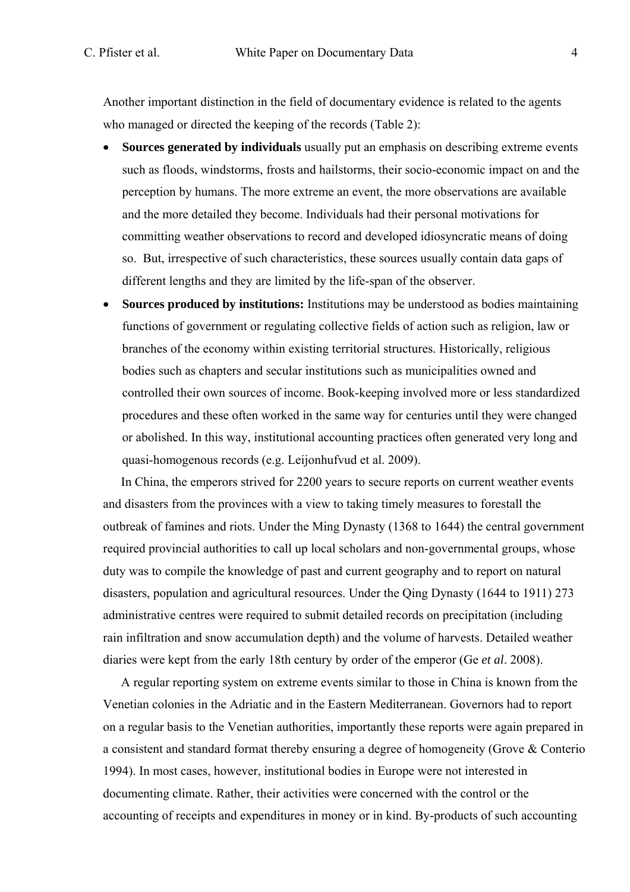Another important distinction in the field of documentary evidence is related to the agents who managed or directed the keeping of the records (Table 2):

- **Sources generated by individuals** usually put an emphasis on describing extreme events such as floods, windstorms, frosts and hailstorms, their socio-economic impact on and the perception by humans. The more extreme an event, the more observations are available and the more detailed they become. Individuals had their personal motivations for committing weather observations to record and developed idiosyncratic means of doing so. But, irrespective of such characteristics, these sources usually contain data gaps of different lengths and they are limited by the life-span of the observer.
- **Sources produced by institutions:** Institutions may be understood as bodies maintaining functions of government or regulating collective fields of action such as religion, law or branches of the economy within existing territorial structures. Historically, religious bodies such as chapters and secular institutions such as municipalities owned and controlled their own sources of income. Book-keeping involved more or less standardized procedures and these often worked in the same way for centuries until they were changed or abolished. In this way, institutional accounting practices often generated very long and quasi-homogenous records (e.g. Leijonhufvud et al. 2009).

In China, the emperors strived for 2200 years to secure reports on current weather events and disasters from the provinces with a view to taking timely measures to forestall the outbreak of famines and riots. Under the Ming Dynasty (1368 to 1644) the central government required provincial authorities to call up local scholars and non-governmental groups, whose duty was to compile the knowledge of past and current geography and to report on natural disasters, population and agricultural resources. Under the Qing Dynasty (1644 to 1911) 273 administrative centres were required to submit detailed records on precipitation (including rain infiltration and snow accumulation depth) and the volume of harvests. Detailed weather diaries were kept from the early 18th century by order of the emperor (Ge *et al*. 2008).

A regular reporting system on extreme events similar to those in China is known from the Venetian colonies in the Adriatic and in the Eastern Mediterranean. Governors had to report on a regular basis to the Venetian authorities, importantly these reports were again prepared in a consistent and standard format thereby ensuring a degree of homogeneity (Grove & Conterio 1994). In most cases, however, institutional bodies in Europe were not interested in documenting climate. Rather, their activities were concerned with the control or the accounting of receipts and expenditures in money or in kind. By-products of such accounting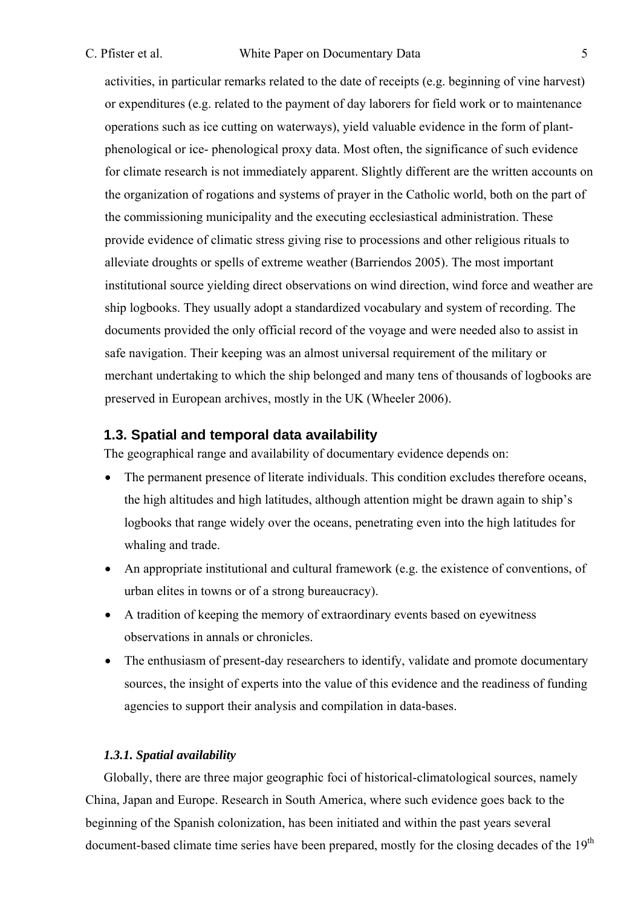activities, in particular remarks related to the date of receipts (e.g. beginning of vine harvest) or expenditures (e.g. related to the payment of day laborers for field work or to maintenance operations such as ice cutting on waterways), yield valuable evidence in the form of plant-phenological or ice- phenological proxy data. Most often, the significance of such evidence for climate research is not immediately apparent. Slightly different are the written accounts on the organization of rogations and systems of prayer in the Catholic world, both on the part of the commissioning municipality and the executing ecclesiastical administration. These provide evidence of climatic stress giving rise to processions and other religious rituals to alleviate droughts or spells of extreme weather (Barriendos 2005). The most important institutional source yielding direct observations on wind direction, wind force and weather are ship logbooks. They usually adopt a standardized vocabulary and system of recording. The documents provided the only official record of the voyage and were needed also to assist in safe navigation. Their keeping was an almost universal requirement of the military or merchant undertaking to which the ship belonged and many tens of thousands of logbooks are preserved in European archives, mostly in the UK (Wheeler 2006).

### 1.3. Spatial and temporal data availability

The geographical range and availability of documentary evidence depends on:

- The permanent presence of literate individuals. This condition excludes therefore oceans, the high altitudes and high latitudes, although attention might be drawn again to ship's logbooks that range widely over the oceans, penetrating even into the high latitudes for whaling and trade.
- An appropriate institutional and cultural framework (e.g. the existence of conventions, of urban elites in towns or of a strong bureaucracy).
- A tradition of keeping the memory of extraordinary events based on eyewitness observations in annals or chronicles.
- The enthusiasm of present-day researchers to identify, validate and promote documentary sources, the insight of experts into the value of this evidence and the readiness of funding agencies to support their analysis and compilation in data-bases.

#### *1.3.1. Spatial availability*

Globally, there are three major geographic foci of historical-climatological sources, namely China, Japan and Europe. Research in South America, where such evidence goes back to the beginning of the Spanish colonization, has been initiated and within the past years several document-based climate time series have been prepared, mostly for the closing decades of the 19th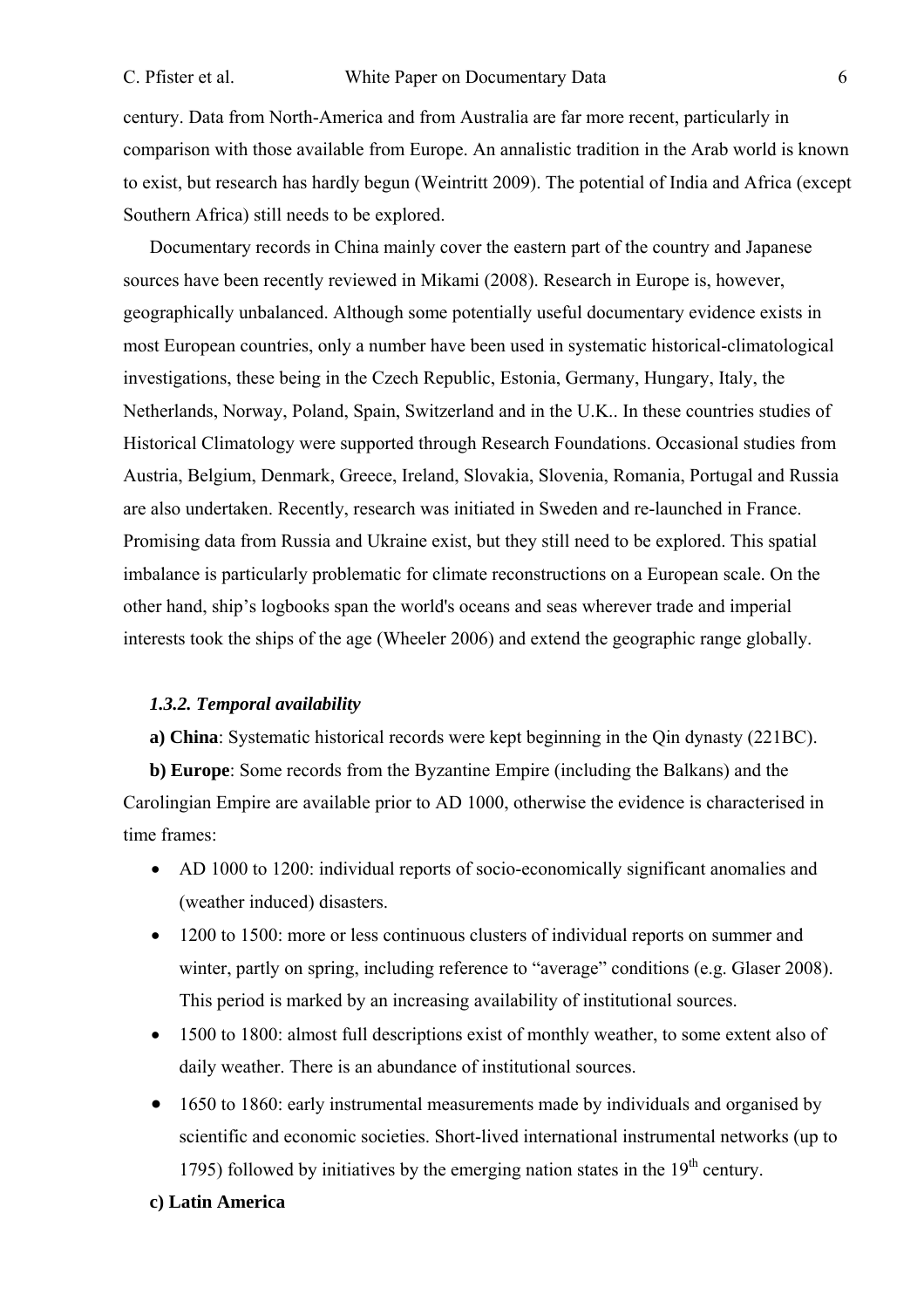century. Data from North-America and from Australia are far more recent, particularly in comparison with those available from Europe. An annalistic tradition in the Arab world is known to exist, but research has hardly begun (Weintritt 2009). The potential of India and Africa (except Southern Africa) still needs to be explored.

Documentary records in China mainly cover the eastern part of the country and Japanese sources have been recently reviewed in Mikami (2008). Research in Europe is, however, geographically unbalanced. Although some potentially useful documentary evidence exists in most European countries, only a number have been used in systematic historical-climatological investigations, these being in the Czech Republic, Estonia, Germany, Hungary, Italy, the Netherlands, Norway, Poland, Spain, Switzerland and in the U.K.. In these countries studies of Historical Climatology were supported through Research Foundations. Occasional studies from Austria, Belgium, Denmark, Greece, Ireland, Slovakia, Slovenia, Romania, Portugal and Russia are also undertaken. Recently, research was initiated in Sweden and re-launched in France. Promising data from Russia and Ukraine exist, but they still need to be explored. This spatial imbalance is particularly problematic for climate reconstructions on a European scale. On the other hand, ship's logbooks span the world's oceans and seas wherever trade and imperial interests took the ships of the age (Wheeler 2006) and extend the geographic range globally.

#### *1.3.2. Temporal availability*

**a) China**: Systematic historical records were kept beginning in the Qin dynasty (221BC).

**b) Europe**: Some records from the Byzantine Empire (including the Balkans) and the Carolingian Empire are available prior to AD 1000, otherwise the evidence is characterised in time frames:

- AD 1000 to 1200: individual reports of socio-economically significant anomalies and (weather induced) disasters.
- 1200 to 1500: more or less continuous clusters of individual reports on summer and winter, partly on spring, including reference to "average" conditions (e.g. Glaser 2008). This period is marked by an increasing availability of institutional sources.
- 1500 to 1800: almost full descriptions exist of monthly weather, to some extent also of daily weather. There is an abundance of institutional sources.
- 1650 to 1860: early instrumental measurements made by individuals and organised by scientific and economic societies. Short-lived international instrumental networks (up to 1795) followed by initiatives by the emerging nation states in the 19th century.

**c) Latin America**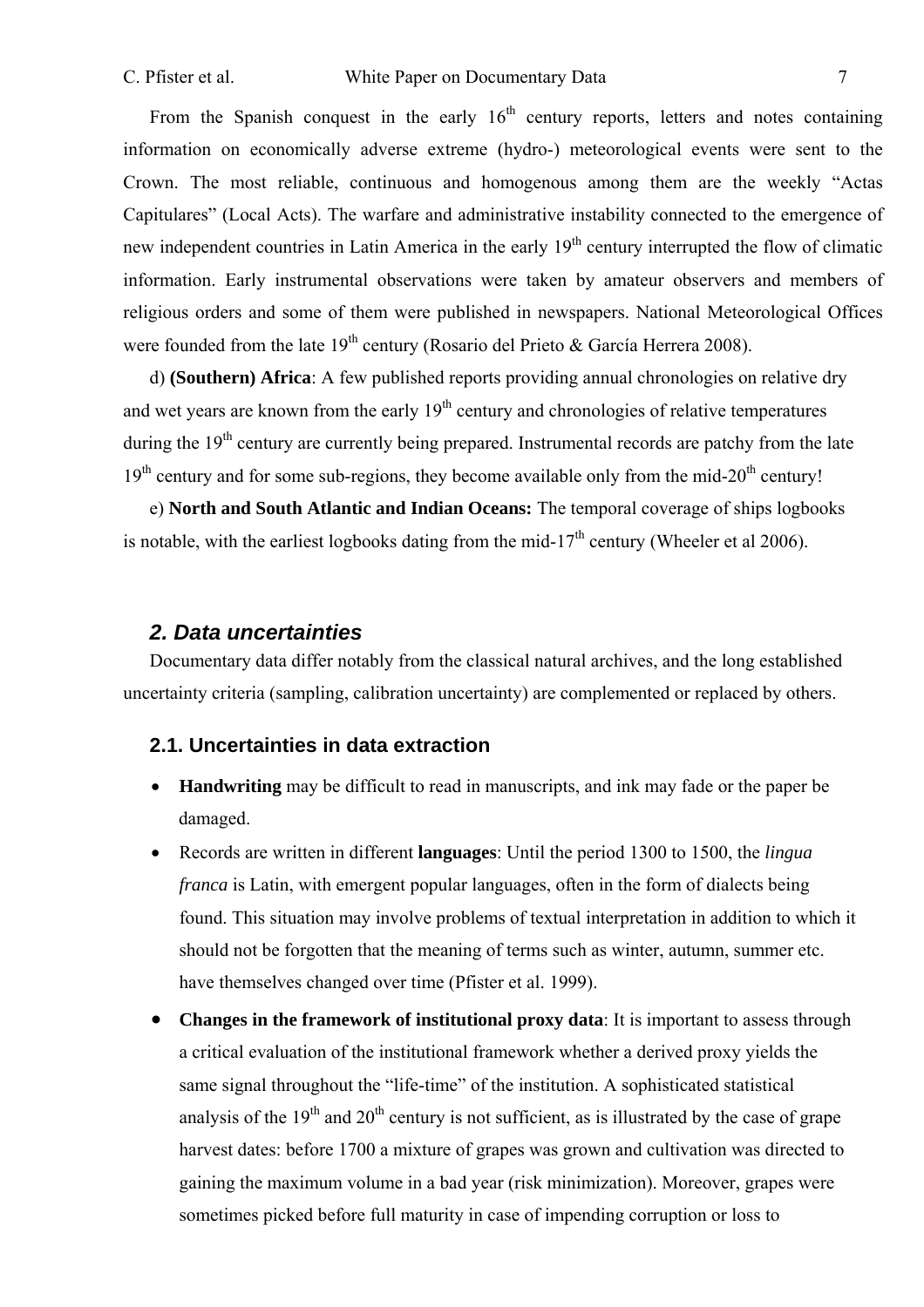From the Spanish conquest in the early 16th century reports, letters and notes containing information on economically adverse extreme (hydro-) meteorological events were sent to the Crown. The most reliable, continuous and homogenous among them are the weekly "Actas Capitulares" (Local Acts). The warfare and administrative instability connected to the emergence of new independent countries in Latin America in the early 19th century interrupted the flow of climatic information. Early instrumental observations were taken by amateur observers and members of religious orders and some of them were published in newspapers. National Meteorological Offices were founded from the late 19th century (Rosario del Prieto & García Herrera 2008).

d) **(Southern) Africa**: A few published reports providing annual chronologies on relative dry and wet years are known from the early 19th century and chronologies of relative temperatures during the 19th century are currently being prepared. Instrumental records are patchy from the late 19th century and for some sub-regions, they become available only from the mid-20th century!

e) **North and South Atlantic and Indian Oceans:** The temporal coverage of ships logbooks is notable, with the earliest logbooks dating from the mid-17th century (Wheeler et al 2006).

## *2. Data uncertainties*

Documentary data differ notably from the classical natural archives, and the long established uncertainty criteria (sampling, calibration uncertainty) are complemented or replaced by others.

### 2.1. Uncertainties in data extraction

- **Handwriting** may be difficult to read in manuscripts, and ink may fade or the paper be damaged.
- Records are written in different **languages**: Until the period 1300 to 1500, the *lingua franca* is Latin, with emergent popular languages, often in the form of dialects being found. This situation may involve problems of textual interpretation in addition to which it should not be forgotten that the meaning of terms such as winter, autumn, summer etc. have themselves changed over time (Pfister et al. 1999).
- **Changes in the framework of institutional proxy data**: It is important to assess through a critical evaluation of the institutional framework whether a derived proxy yields the same signal throughout the "life-time" of the institution. A sophisticated statistical analysis of the 19th and 20th century is not sufficient, as is illustrated by the case of grape harvest dates: before 1700 a mixture of grapes was grown and cultivation was directed to gaining the maximum volume in a bad year (risk minimization). Moreover, grapes were sometimes picked before full maturity in case of impending corruption or loss to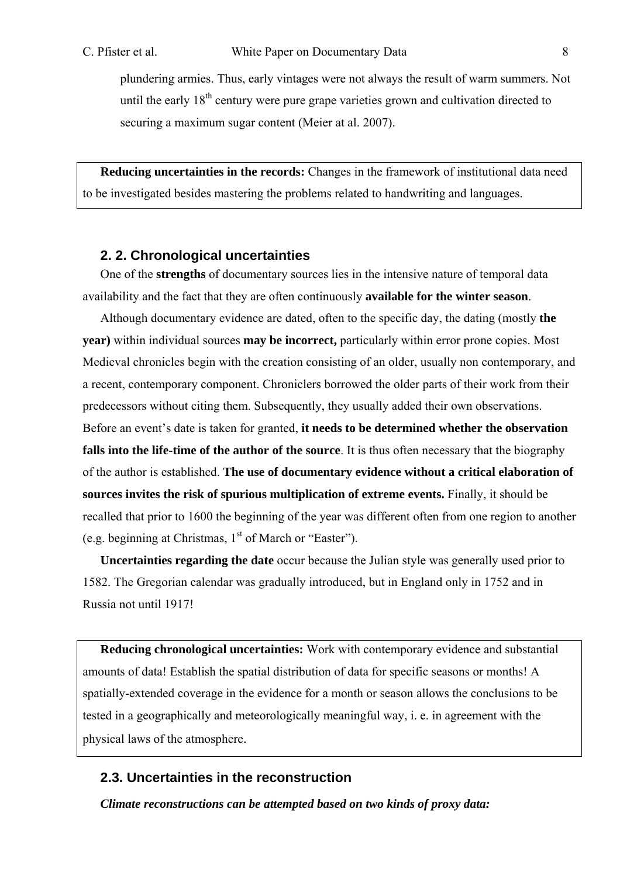plundering armies. Thus, early vintages were not always the result of warm summers. Not until the early 18th century were pure grape varieties grown and cultivation directed to securing a maximum sugar content (Meier at al. 2007).

**Reducing uncertainties in the records:** Changes in the framework of institutional data need to be investigated besides mastering the problems related to handwriting and languages.

## 2. 2. Chronological uncertainties

One of the **strengths** of documentary sources lies in the intensive nature of temporal data availability and the fact that they are often continuously **available for the winter season**.

Although documentary evidence are dated, often to the specific day, the dating (mostly **the year)** within individual sources **may be incorrect,** particularly within error prone copies. Most Medieval chronicles begin with the creation consisting of an older, usually non contemporary, and a recent, contemporary component. Chroniclers borrowed the older parts of their work from their predecessors without citing them. Subsequently, they usually added their own observations. Before an event's date is taken for granted, **it needs to be determined whether the observation falls into the life-time of the author of the source**. It is thus often necessary that the biography of the author is established. **The use of documentary evidence without a critical elaboration of sources invites the risk of spurious multiplication of extreme events.** Finally, it should be recalled that prior to 1600 the beginning of the year was different often from one region to another (e.g. beginning at Christmas, 1st of March or "Easter").

**Uncertainties regarding the date** occur because the Julian style was generally used prior to 1582. The Gregorian calendar was gradually introduced, but in England only in 1752 and in Russia not until 1917!

**Reducing chronological uncertainties:** Work with contemporary evidence and substantial amounts of data! Establish the spatial distribution of data for specific seasons or months! A spatially-extended coverage in the evidence for a month or season allows the conclusions to be tested in a geographically and meteorologically meaningful way, i. e. in agreement with the physical laws of the atmosphere.

## 2.3. Uncertainties in the reconstruction

***Climate reconstructions can be attempted based on two kinds of proxy data:***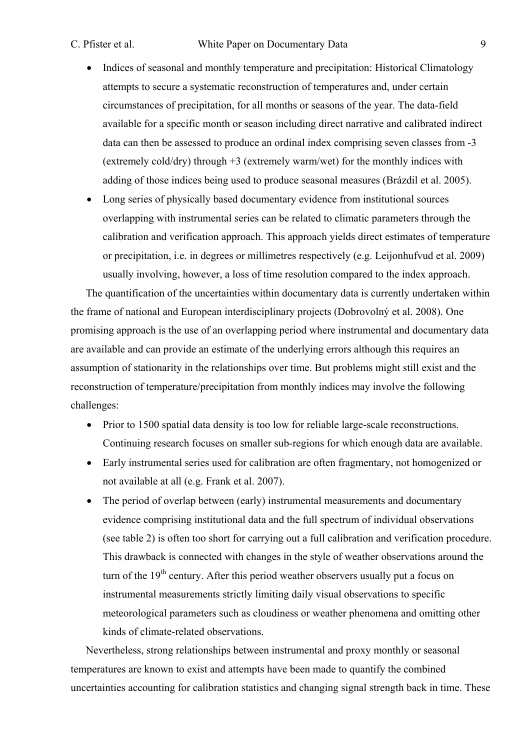- Indices of seasonal and monthly temperature and precipitation: Historical Climatology attempts to secure a systematic reconstruction of temperatures and, under certain circumstances of precipitation, for all months or seasons of the year. The data-field available for a specific month or season including direct narrative and calibrated indirect data can then be assessed to produce an ordinal index comprising seven classes from -3 (extremely cold/dry) through +3 (extremely warm/wet) for the monthly indices with adding of those indices being used to produce seasonal measures (Brázdil et al. 2005).
- Long series of physically based documentary evidence from institutional sources overlapping with instrumental series can be related to climatic parameters through the calibration and verification approach. This approach yields direct estimates of temperature or precipitation, i.e. in degrees or millimetres respectively (e.g. Leijonhufvud et al. 2009) usually involving, however, a loss of time resolution compared to the index approach.

The quantification of the uncertainties within documentary data is currently undertaken within the frame of national and European interdisciplinary projects (Dobrovolný et al. 2008). One promising approach is the use of an overlapping period where instrumental and documentary data are available and can provide an estimate of the underlying errors although this requires an assumption of stationarity in the relationships over time. But problems might still exist and the reconstruction of temperature/precipitation from monthly indices may involve the following challenges:

- Prior to 1500 spatial data density is too low for reliable large-scale reconstructions. Continuing research focuses on smaller sub-regions for which enough data are available.
- Early instrumental series used for calibration are often fragmentary, not homogenized or not available at all (e.g. Frank et al. 2007).
- The period of overlap between (early) instrumental measurements and documentary evidence comprising institutional data and the full spectrum of individual observations (see table 2) is often too short for carrying out a full calibration and verification procedure. This drawback is connected with changes in the style of weather observations around the turn of the 19th century. After this period weather observers usually put a focus on instrumental measurements strictly limiting daily visual observations to specific meteorological parameters such as cloudiness or weather phenomena and omitting other kinds of climate-related observations.

Nevertheless, strong relationships between instrumental and proxy monthly or seasonal temperatures are known to exist and attempts have been made to quantify the combined uncertainties accounting for calibration statistics and changing signal strength back in time. These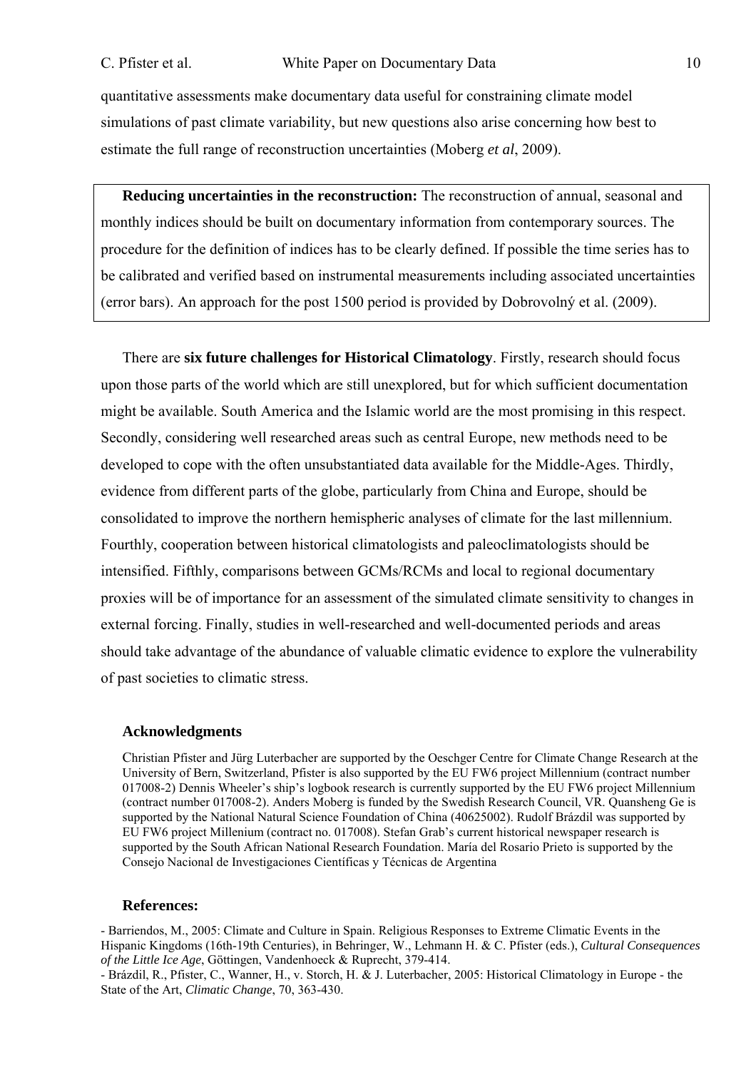quantitative assessments make documentary data useful for constraining climate model simulations of past climate variability, but new questions also arise concerning how best to estimate the full range of reconstruction uncertainties (Moberg *et al*, 2009).

**Reducing uncertainties in the reconstruction:** The reconstruction of annual, seasonal and monthly indices should be built on documentary information from contemporary sources. The procedure for the definition of indices has to be clearly defined. If possible the time series has to be calibrated and verified based on instrumental measurements including associated uncertainties (error bars). An approach for the post 1500 period is provided by Dobrovolný et al. (2009).

There are **six future challenges for Historical Climatology**. Firstly, research should focus upon those parts of the world which are still unexplored, but for which sufficient documentation might be available. South America and the Islamic world are the most promising in this respect. Secondly, considering well researched areas such as central Europe, new methods need to be developed to cope with the often unsubstantiated data available for the Middle-Ages. Thirdly, evidence from different parts of the globe, particularly from China and Europe, should be consolidated to improve the northern hemispheric analyses of climate for the last millennium. Fourthly, cooperation between historical climatologists and paleoclimatologists should be intensified. Fifthly, comparisons between GCMs/RCMs and local to regional documentary proxies will be of importance for an assessment of the simulated climate sensitivity to changes in external forcing. Finally, studies in well-researched and well-documented periods and areas should take advantage of the abundance of valuable climatic evidence to explore the vulnerability of past societies to climatic stress.

### Acknowledgments

Christian Pfister and Jürg Luterbacher are supported by the Oeschger Centre for Climate Change Research at the University of Bern, Switzerland, Pfister is also supported by the EU FW6 project Millennium (contract number 017008-2) Dennis Wheeler's ship's logbook research is currently supported by the EU FW6 project Millennium (contract number 017008-2). Anders Moberg is funded by the Swedish Research Council, VR. Quansheng Ge is supported by the National Natural Science Foundation of China (40625002). Rudolf Brázdil was supported by EU FW6 project Millenium (contract no. 017008). Stefan Grab's current historical newspaper research is supported by the South African National Research Foundation. María del Rosario Prieto is supported by the Consejo Nacional de Investigaciones Científicas y Técnicas de Argentina

### References:

- Barriendos, M., 2005: Climate and Culture in Spain. Religious Responses to Extreme Climatic Events in the Hispanic Kingdoms (16th-19th Centuries), in Behringer, W., Lehmann H. & C. Pfister (eds.), *Cultural Consequences of the Little Ice Age*, Göttingen, Vandenhoeck & Ruprecht, 379-414.
- Brázdil, R., Pfister, C., Wanner, H., v. Storch, H. & J. Luterbacher, 2005: Historical Climatology in Europe - the State of the Art, *Climatic Change*, 70, 363-430.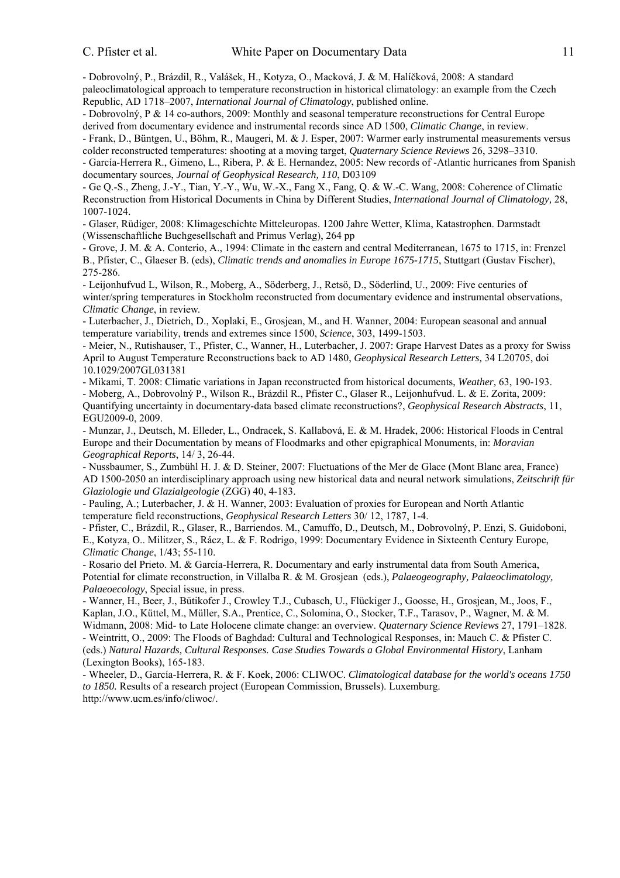- Dobrovolný, P., Brázdil, R., Valášek, H., Kotyza, O., Macková, J. & M. Halíčková, 2008: A standard paleoclimatological approach to temperature reconstruction in historical climatology: an example from the Czech Republic, AD 1718–2007, *International Journal of Climatology*, published online.

- Dobrovolný, P & 14 co-authors, 2009: Monthly and seasonal temperature reconstructions for Central Europe derived from documentary evidence and instrumental records since AD 1500, *Climatic Change*, in review.

- Frank, D., Büntgen, U., Böhm, R., Maugeri, M. & J. Esper, 2007: Warmer early instrumental measurements versus colder reconstructed temperatures: shooting at a moving target, *Quaternary Science Reviews* 26, 3298–3310.

- García-Herrera R., Gimeno, L., Ribera, P. & E. Hernandez, 2005: New records of -Atlantic hurricanes from Spanish documentary sources, *Journal of Geophysical Research, 110*, D03109

- Ge Q.-S., Zheng, J.-Y., Tian, Y.-Y., Wu, W.-X., Fang X., Fang, Q. & W.-C. Wang, 2008: Coherence of Climatic Reconstruction from Historical Documents in China by Different Studies, *International Journal of Climatology,* 28, 1007-1024.

- Glaser, Rüdiger, 2008: Klimageschichte Mitteleuropas. 1200 Jahre Wetter, Klima, Katastrophen. Darmstadt (Wissenschaftliche Buchgesellschaft and Primus Verlag), 264 pp

- Grove, J. M. & A. Conterio, A., 1994: Climate in the eastern and central Mediterranean, 1675 to 1715, in: Frenzel B., Pfister, C., Glaeser B. (eds), *Climatic trends and anomalies in Europe 1675-1715*, Stuttgart (Gustav Fischer), 275-286.

- Leijonhufvud L, Wilson, R., Moberg, A., Söderberg, J., Retsö, D., Söderlind, U., 2009: Five centuries of winter/spring temperatures in Stockholm reconstructed from documentary evidence and instrumental observations, *Climatic Change*, in review.

- Luterbacher, J., Dietrich, D., Xoplaki, E., Grosjean, M., and H. Wanner, 2004: European seasonal and annual temperature variability, trends and extremes since 1500, *Science*, 303, 1499-1503.

- Meier, N., Rutishauser, T., Pfister, C., Wanner, H., Luterbacher, J. 2007: Grape Harvest Dates as a proxy for Swiss April to August Temperature Reconstructions back to AD 1480, *Geophysical Research Letters,* 34 L20705, doi 10.1029/2007GL031381

- Mikami, T. 2008: Climatic variations in Japan reconstructed from historical documents, *Weather,* 63, 190-193.

- Moberg, A., Dobrovolný P., Wilson R., Brázdil R., Pfister C., Glaser R., Leijonhufvud. L. & E. Zorita, 2009: Quantifying uncertainty in documentary-data based climate reconstructions?, *Geophysical Research Abstracts*, 11, EGU2009-0, 2009.

- Munzar, J., Deutsch, M. Elleder, L., Ondracek, S. Kallabová, E. & M. Hradek, 2006: Historical Floods in Central Europe and their Documentation by means of Floodmarks and other epigraphical Monuments, in: *Moravian Geographical Reports*, 14/ 3, 26-44.

- Nussbaumer, S., Zumbühl H. J. & D. Steiner, 2007: Fluctuations of the Mer de Glace (Mont Blanc area, France) AD 1500-2050 an interdisciplinary approach using new historical data and neural network simulations, *Zeitschrift für Glaziologie und Glazialgeologie* (ZGG) 40, 4-183.

- Pauling, A.; Luterbacher, J. & H. Wanner, 2003: Evaluation of proxies for European and North Atlantic temperature field reconstructions, *Geophysical Research Letters* 30/ 12, 1787, 1-4.

- Pfister, C., Brázdil, R., Glaser, R., Barriendos. M., Camuffo, D., Deutsch, M., Dobrovolný, P. Enzi, S. Guidoboni, E., Kotyza, O.. Militzer, S., Rácz, L. & F. Rodrigo, 1999: Documentary Evidence in Sixteenth Century Europe, *Climatic Change*, 1/43; 55-110.

- Rosario del Prieto. M. & García-Herrera, R. Documentary and early instrumental data from South America, Potential for climate reconstruction, in Villalba R. & M. Grosjean (eds.), *Palaeogeography, Palaeoclimatology, Palaeoecology*, Special issue, in press.

- Wanner, H., Beer, J., Bütikofer J., Crowley T.J., Cubasch, U., Flückiger J., Goosse, H., Grosjean, M., Joos, F., Kaplan, J.O., Küttel, M., Müller, S.A., Prentice, C., Solomina, O., Stocker, T.F., Tarasov, P., Wagner, M. & M. Widmann, 2008: Mid- to Late Holocene climate change: an overview. *Quaternary Science Reviews* 27, 1791–1828.

- Weintritt, O., 2009: The Floods of Baghdad: Cultural and Technological Responses, in: Mauch C. & Pfister C. (eds.) *Natural Hazards, Cultural Responses. Case Studies Towards a Global Environmental History*, Lanham (Lexington Books), 165-183.

- Wheeler, D., García-Herrera, R. & F. Koek, 2006: CLIWOC. *Climatological database for the world's oceans 1750 to 1850.* Results of a research project (European Commission, Brussels). Luxemburg. http://www.ucm.es/info/cliwoc/.